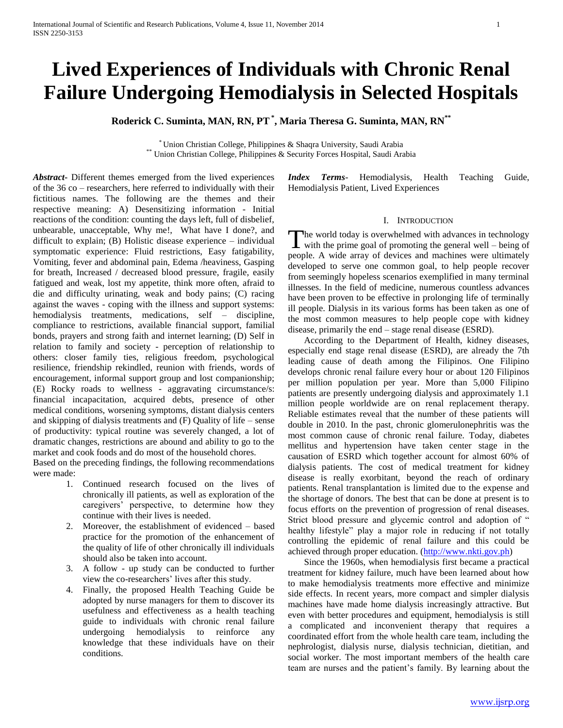# Lived Experiences of Individuals with Chronic Renal Failure Undergoing Hemodialysis in Selected Hospitals

**Roderick C. Suminta, MAN, RN, PT [*], Maria Theresa G. Suminta, MAN, RN[**]**

[*] Union Christian College, Philippines & Shaqra University, Saudi Arabia
[**] Union Christian College, Philippines & Security Forces Hospital, Saudi Arabia

***Abstract-*** Different themes emerged from the lived experiences of the 36 co – researchers, here referred to individually with their fictitious names. The following are the themes and their respective meaning: A) Desensitizing information - Initial reactions of the condition: counting the days left, full of disbelief, unbearable, unacceptable, Why me!, What have I done?, and difficult to explain; (B) Holistic disease experience – individual symptomatic experience: Fluid restrictions, Easy fatigability, Vomiting, fever and abdominal pain, Edema /heaviness, Gasping for breath, Increased / decreased blood pressure, fragile, easily fatigued and weak, lost my appetite, think more often, afraid to die and difficulty urinating, weak and body pains; (C) racing against the waves - coping with the illness and support systems: hemodialysis treatments, medications, self – discipline, compliance to restrictions, available financial support, familial bonds, prayers and strong faith and internet learning; (D) Self in relation to family and society - perception of relationship to others: closer family ties, religious freedom, psychological resilience, friendship rekindled, reunion with friends, words of encouragement, informal support group and lost companionship; (E) Rocky roads to wellness - aggravating circumstance/s: financial incapacitation, acquired debts, presence of other medical conditions, worsening symptoms, distant dialysis centers and skipping of dialysis treatments and (F) Quality of life – sense of productivity: typical routine was severely changed, a lot of dramatic changes, restrictions are abound and ability to go to the market and cook foods and do most of the household chores.

Based on the preceding findings, the following recommendations were made:

1. Continued research focused on the lives of chronically ill patients, as well as exploration of the caregivers' perspective, to determine how they continue with their lives is needed.
2. Moreover, the establishment of evidenced – based practice for the promotion of the enhancement of the quality of life of other chronically ill individuals should also be taken into account.
3. A follow - up study can be conducted to further view the co-researchers' lives after this study.
4. Finally, the proposed Health Teaching Guide be adopted by nurse managers for them to discover its usefulness and effectiveness as a health teaching guide to individuals with chronic renal failure undergoing hemodialysis to reinforce any knowledge that these individuals have on their conditions.

***Index Terms-*** Hemodialysis, Health Teaching Guide, Hemodialysis Patient, Lived Experiences

## I. Introduction

The world today is overwhelmed with advances in technology with the prime goal of promoting the general well – being of people. A wide array of devices and machines were ultimately developed to serve one common goal, to help people recover from seemingly hopeless scenarios exemplified in many terminal illnesses. In the field of medicine, numerous countless advances have been proven to be effective in prolonging life of terminally ill people. Dialysis in its various forms has been taken as one of the most common measures to help people cope with kidney disease, primarily the end – stage renal disease (ESRD).

According to the Department of Health, kidney diseases, especially end stage renal disease (ESRD), are already the 7th leading cause of death among the Filipinos. One Filipino develops chronic renal failure every hour or about 120 Filipinos per million population per year. More than 5,000 Filipino patients are presently undergoing dialysis and approximately 1.1 million people worldwide are on renal replacement therapy. Reliable estimates reveal that the number of these patients will double in 2010. In the past, chronic glomerulonephritis was the most common cause of chronic renal failure. Today, diabetes mellitus and hypertension have taken center stage in the causation of ESRD which together account for almost 60% of dialysis patients. The cost of medical treatment for kidney disease is really exorbitant, beyond the reach of ordinary patients. Renal transplantation is limited due to the expense and the shortage of donors. The best that can be done at present is to focus efforts on the prevention of progression of renal diseases. Strict blood pressure and glycemic control and adoption of " healthy lifestyle" play a major role in reducing if not totally controlling the epidemic of renal failure and this could be achieved through proper education. (http://www.nkti.gov.ph)

Since the 1960s, when hemodialysis first became a practical treatment for kidney failure, much have been learned about how to make hemodialysis treatments more effective and minimize side effects. In recent years, more compact and simpler dialysis machines have made home dialysis increasingly attractive. But even with better procedures and equipment, hemodialysis is still a complicated and inconvenient therapy that requires a coordinated effort from the whole health care team, including the nephrologist, dialysis nurse, dialysis technician, dietitian, and social worker. The most important members of the health care team are nurses and the patient's family. By learning about the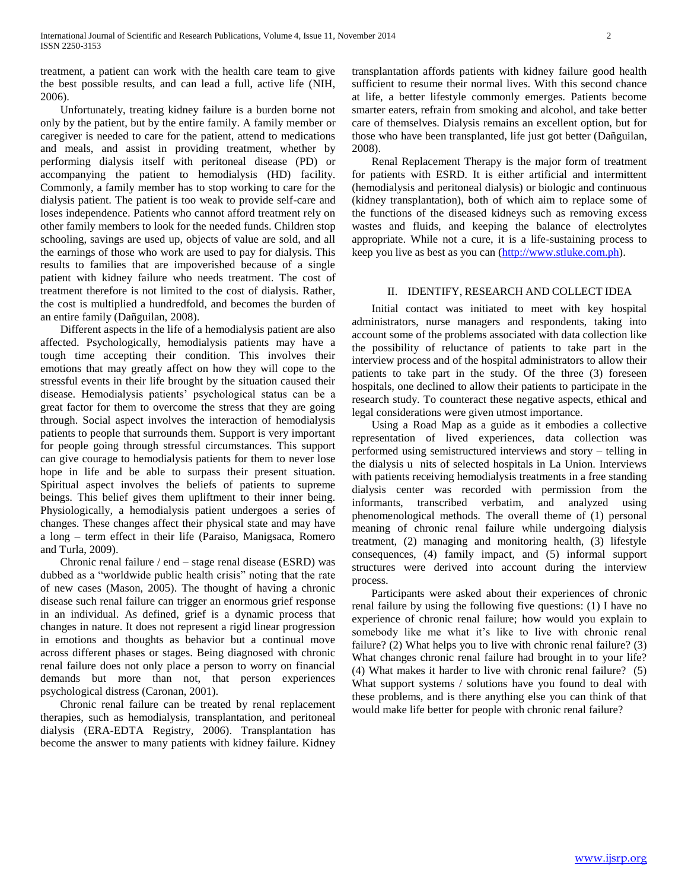treatment, a patient can work with the health care team to give the best possible results, and can lead a full, active life (NIH, 2006).

Unfortunately, treating kidney failure is a burden borne not only by the patient, but by the entire family. A family member or caregiver is needed to care for the patient, attend to medications and meals, and assist in providing treatment, whether by performing dialysis itself with peritoneal disease (PD) or accompanying the patient to hemodialysis (HD) facility. Commonly, a family member has to stop working to care for the dialysis patient. The patient is too weak to provide self-care and loses independence. Patients who cannot afford treatment rely on other family members to look for the needed funds. Children stop schooling, savings are used up, objects of value are sold, and all the earnings of those who work are used to pay for dialysis. This results to families that are impoverished because of a single patient with kidney failure who needs treatment. The cost of treatment therefore is not limited to the cost of dialysis. Rather, the cost is multiplied a hundredfold, and becomes the burden of an entire family (Dañguilan, 2008).

Different aspects in the life of a hemodialysis patient are also affected. Psychologically, hemodialysis patients may have a tough time accepting their condition. This involves their emotions that may greatly affect on how they will cope to the stressful events in their life brought by the situation caused their disease. Hemodialysis patients' psychological status can be a great factor for them to overcome the stress that they are going through. Social aspect involves the interaction of hemodialysis patients to people that surrounds them. Support is very important for people going through stressful circumstances. This support can give courage to hemodialysis patients for them to never lose hope in life and be able to surpass their present situation. Spiritual aspect involves the beliefs of patients to supreme beings. This belief gives them upliftment to their inner being. Physiologically, a hemodialysis patient undergoes a series of changes. These changes affect their physical state and may have a long – term effect in their life (Paraiso, Manigsaca, Romero and Turla, 2009).

Chronic renal failure / end – stage renal disease (ESRD) was dubbed as a "worldwide public health crisis" noting that the rate of new cases (Mason, 2005). The thought of having a chronic disease such renal failure can trigger an enormous grief response in an individual. As defined, grief is a dynamic process that changes in nature. It does not represent a rigid linear progression in emotions and thoughts as behavior but a continual move across different phases or stages. Being diagnosed with chronic renal failure does not only place a person to worry on financial demands but more than not, that person experiences psychological distress (Caronan, 2001).

Chronic renal failure can be treated by renal replacement therapies, such as hemodialysis, transplantation, and peritoneal dialysis (ERA-EDTA Registry, 2006). Transplantation has become the answer to many patients with kidney failure. Kidney transplantation affords patients with kidney failure good health sufficient to resume their normal lives. With this second chance at life, a better lifestyle commonly emerges. Patients become smarter eaters, refrain from smoking and alcohol, and take better care of themselves. Dialysis remains an excellent option, but for those who have been transplanted, life just got better (Dañguilan, 2008).

Renal Replacement Therapy is the major form of treatment for patients with ESRD. It is either artificial and intermittent (hemodialysis and peritoneal dialysis) or biologic and continuous (kidney transplantation), both of which aim to replace some of the functions of the diseased kidneys such as removing excess wastes and fluids, and keeping the balance of electrolytes appropriate. While not a cure, it is a life-sustaining process to keep you live as best as you can (http://www.stluke.com.ph).

## II. IDENTIFY, RESEARCH AND COLLECT IDEA

Initial contact was initiated to meet with key hospital administrators, nurse managers and respondents, taking into account some of the problems associated with data collection like the possibility of reluctance of patients to take part in the interview process and of the hospital administrators to allow their patients to take part in the study. Of the three (3) foreseen hospitals, one declined to allow their patients to participate in the research study. To counteract these negative aspects, ethical and legal considerations were given utmost importance.

Using a Road Map as a guide as it embodies a collective representation of lived experiences, data collection was performed using semistructured interviews and story – telling in the dialysis u nits of selected hospitals in La Union. Interviews with patients receiving hemodialysis treatments in a free standing dialysis center was recorded with permission from the informants, transcribed verbatim, and analyzed using phenomenological methods. The overall theme of (1) personal meaning of chronic renal failure while undergoing dialysis treatment, (2) managing and monitoring health, (3) lifestyle consequences, (4) family impact, and (5) informal support structures were derived into account during the interview process.

Participants were asked about their experiences of chronic renal failure by using the following five questions: (1) I have no experience of chronic renal failure; how would you explain to somebody like me what it's like to live with chronic renal failure? (2) What helps you to live with chronic renal failure? (3) What changes chronic renal failure had brought in to your life? (4) What makes it harder to live with chronic renal failure? (5) What support systems / solutions have you found to deal with these problems, and is there anything else you can think of that would make life better for people with chronic renal failure?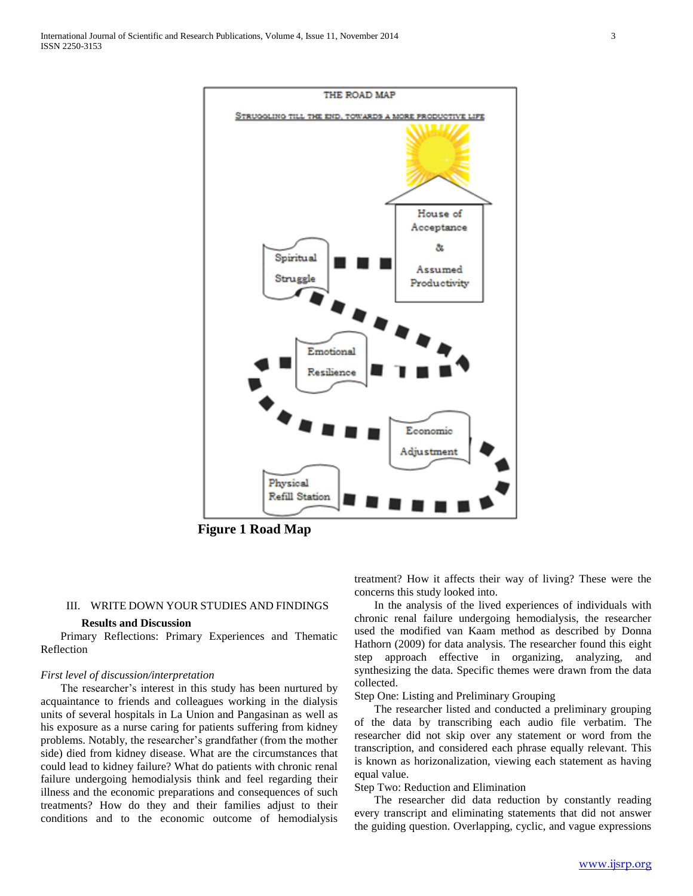THE ROAD MAP

STRUGGLING TILL THE END, TOWARDS A MORE PRODUCTIVE LIFE

House of Acceptance & Assumed Productivity

Spiritual Struggle

Emotional Resilience

Economic Adjustment

Physical Refill Station

**Figure 1 Road Map**

## III. WRITE DOWN YOUR STUDIES AND FINDINGS

### Results and Discussion

Primary Reflections: Primary Experiences and Thematic Reflection

*First level of discussion/interpretation*

The researcher's interest in this study has been nurtured by acquaintance to friends and colleagues working in the dialysis units of several hospitals in La Union and Pangasinan as well as his exposure as a nurse caring for patients suffering from kidney problems. Notably, the researcher's grandfather (from the mother side) died from kidney disease. What are the circumstances that could lead to kidney failure? What do patients with chronic renal failure undergoing hemodialysis think and feel regarding their illness and the economic preparations and consequences of such treatments? How do they and their families adjust to their conditions and to the economic outcome of hemodialysis treatment? How it affects their way of living? These were the concerns this study looked into.

In the analysis of the lived experiences of individuals with chronic renal failure undergoing hemodialysis, the researcher used the modified van Kaam method as described by Donna Hathorn (2009) for data analysis. The researcher found this eight step approach effective in organizing, analyzing, and synthesizing the data. Specific themes were drawn from the data collected.

Step One: Listing and Preliminary Grouping

The researcher listed and conducted a preliminary grouping of the data by transcribing each audio file verbatim. The researcher did not skip over any statement or word from the transcription, and considered each phrase equally relevant. This is known as horizonalization, viewing each statement as having equal value.

Step Two: Reduction and Elimination

The researcher did data reduction by constantly reading every transcript and eliminating statements that did not answer the guiding question. Overlapping, cyclic, and vague expressions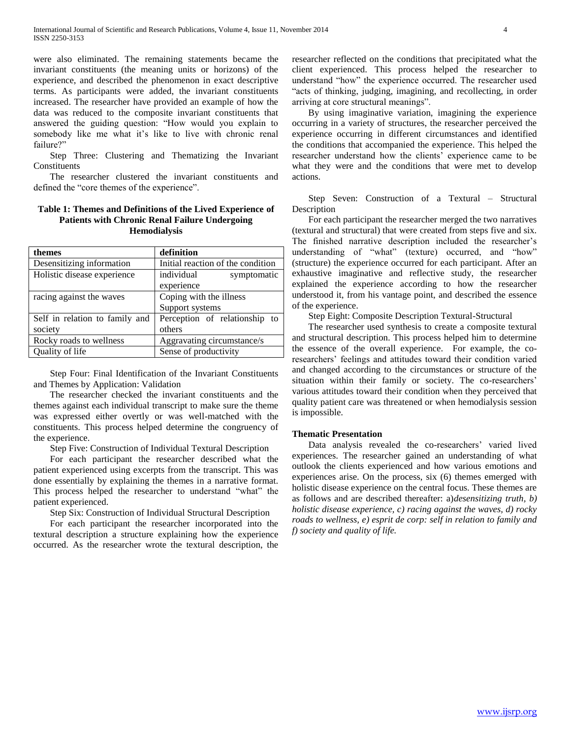were also eliminated. The remaining statements became the invariant constituents (the meaning units or horizons) of the experience, and described the phenomenon in exact descriptive terms. As participants were added, the invariant constituents increased. The researcher have provided an example of how the data was reduced to the composite invariant constituents that answered the guiding question: "How would you explain to somebody like me what it's like to live with chronic renal failure?"

Step Three: Clustering and Thematizing the Invariant Constituents

The researcher clustered the invariant constituents and defined the "core themes of the experience".

**Table 1: Themes and Definitions of the Lived Experience of Patients with Chronic Renal Failure Undergoing Hemodialysis**

| themes | definition |
|---|---|
| Desensitizing information | Initial reaction of the condition |
| Holistic disease experience | individual symptomatic experience |
| racing against the waves | Coping with the illness Support systems |
| Self in relation to family and society | Perception of relationship to others |
| Rocky roads to wellness | Aggravating circumstance/s |
| Quality of life | Sense of productivity |

Step Four: Final Identification of the Invariant Constituents and Themes by Application: Validation

The researcher checked the invariant constituents and the themes against each individual transcript to make sure the theme was expressed either overtly or was well-matched with the constituents. This process helped determine the congruency of the experience.

Step Five: Construction of Individual Textural Description

For each participant the researcher described what the patient experienced using excerpts from the transcript. This was done essentially by explaining the themes in a narrative format. This process helped the researcher to understand "what" the patient experienced.

Step Six: Construction of Individual Structural Description

For each participant the researcher incorporated into the textural description a structure explaining how the experience occurred. As the researcher wrote the textural description, the researcher reflected on the conditions that precipitated what the client experienced. This process helped the researcher to understand "how" the experience occurred. The researcher used "acts of thinking, judging, imagining, and recollecting, in order arriving at core structural meanings".

By using imaginative variation, imagining the experience occurring in a variety of structures, the researcher perceived the experience occurring in different circumstances and identified the conditions that accompanied the experience. This helped the researcher understand how the clients' experience came to be what they were and the conditions that were met to develop actions.

Step Seven: Construction of a Textural – Structural Description

For each participant the researcher merged the two narratives (textural and structural) that were created from steps five and six. The finished narrative description included the researcher's understanding of "what" (texture) occurred, and "how" (structure) the experience occurred for each participant. After an exhaustive imaginative and reflective study, the researcher explained the experience according to how the researcher understood it, from his vantage point, and described the essence of the experience.

Step Eight: Composite Description Textural-Structural

The researcher used synthesis to create a composite textural and structural description. This process helped him to determine the essence of the overall experience. For example, the co-researchers' feelings and attitudes toward their condition varied and changed according to the circumstances or structure of the situation within their family or society. The co-researchers' various attitudes toward their condition when they perceived that quality patient care was threatened or when hemodialysis session is impossible.

### Thematic Presentation

Data analysis revealed the co-researchers' varied lived experiences. The researcher gained an understanding of what outlook the clients experienced and how various emotions and experiences arise. On the process, six (6) themes emerged with holistic disease experience on the central focus. These themes are as follows and are described thereafter: a)*desensitizing truth, b) holistic disease experience, c) racing against the waves, d) rocky roads to wellness, e) esprit de corp: self in relation to family and f) society and quality of life.*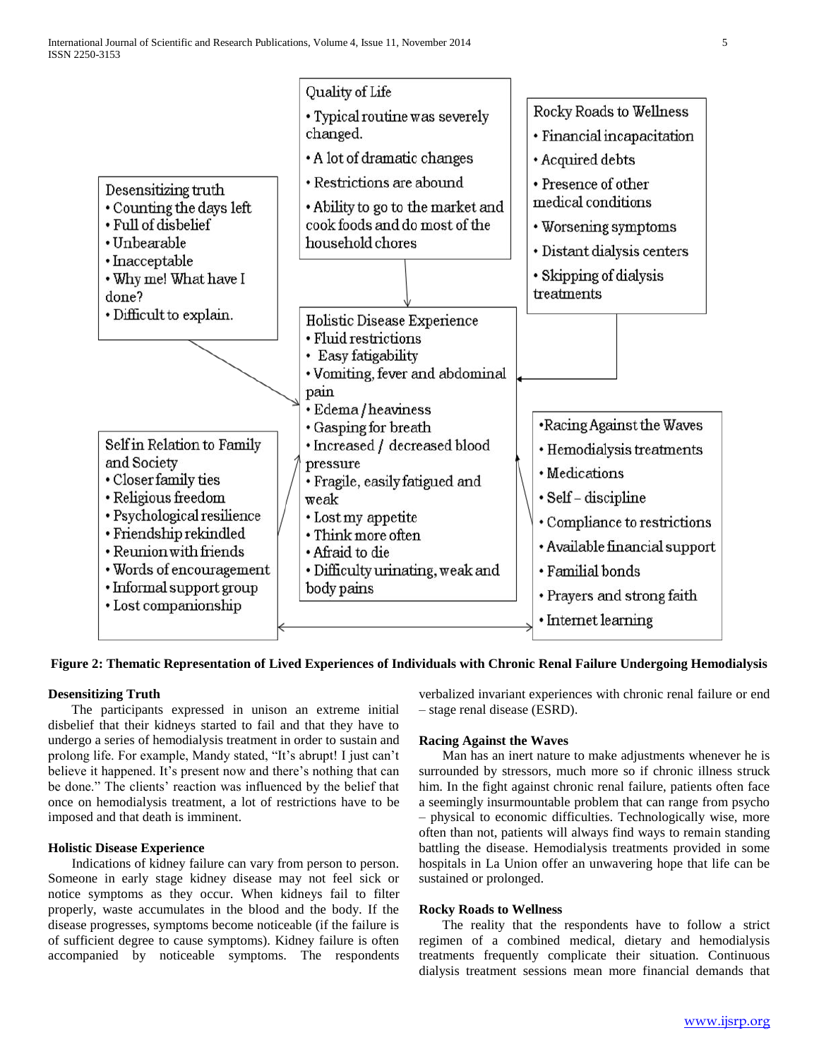Quality of Life

- Typical routine was severely changed.
- A lot of dramatic changes
- Restrictions are abound
- Ability to go to the market and cook foods and do most of the household chores

Rocky Roads to Wellness

- Financial incapacitation
- Acquired debts
- Presence of other medical conditions
- Worsening symptoms
- Distant dialysis centers
- Skipping of dialysis treatments

Desensitizing truth

- Counting the days left
- Full of disbelief
- Unbearable
- Inacceptable
- Why me! What have I done?
- Difficult to explain.

Holistic Disease Experience

- Fluid restrictions
- Easy fatigability
- Vomiting, fever and abdominal pain
- Edema / heaviness
- Gasping for breath
- Increased / decreased blood pressure
- Fragile, easily fatigued and weak
- Lost my appetite
- Think more often
- Afraid to die
- Difficulty urinating, weak and body pains

Self in Relation to Family and Society

- Closer family ties
- Religious freedom
- Psychological resilience
- Friendship rekindled
- Reunion with friends
- Words of encouragement
- Informal support group
- Lost companionship

Racing Against the Waves

- Hemodialysis treatments
- Medications
- Self – discipline
- Compliance to restrictions
- Available financial support
- Familial bonds
- Prayers and strong faith
- Internet learning

**Figure 2: Thematic Representation of Lived Experiences of Individuals with Chronic Renal Failure Undergoing Hemodialysis**

### Desensitizing Truth

The participants expressed in unison an extreme initial disbelief that their kidneys started to fail and that they have to undergo a series of hemodialysis treatment in order to sustain and prolong life. For example, Mandy stated, "It's abrupt! I just can't believe it happened. It's present now and there's nothing that can be done." The clients' reaction was influenced by the belief that once on hemodialysis treatment, a lot of restrictions have to be imposed and that death is imminent.

### Holistic Disease Experience

Indications of kidney failure can vary from person to person. Someone in early stage kidney disease may not feel sick or notice symptoms as they occur. When kidneys fail to filter properly, waste accumulates in the blood and the body. If the disease progresses, symptoms become noticeable (if the failure is of sufficient degree to cause symptoms). Kidney failure is often accompanied by noticeable symptoms. The respondents verbalized invariant experiences with chronic renal failure or end – stage renal disease (ESRD).

### Racing Against the Waves

Man has an inert nature to make adjustments whenever he is surrounded by stressors, much more so if chronic illness struck him. In the fight against chronic renal failure, patients often face a seemingly insurmountable problem that can range from psycho – physical to economic difficulties. Technologically wise, more often than not, patients will always find ways to remain standing battling the disease. Hemodialysis treatments provided in some hospitals in La Union offer an unwavering hope that life can be sustained or prolonged.

### Rocky Roads to Wellness

The reality that the respondents have to follow a strict regimen of a combined medical, dietary and hemodialysis treatments frequently complicate their situation. Continuous dialysis treatment sessions mean more financial demands that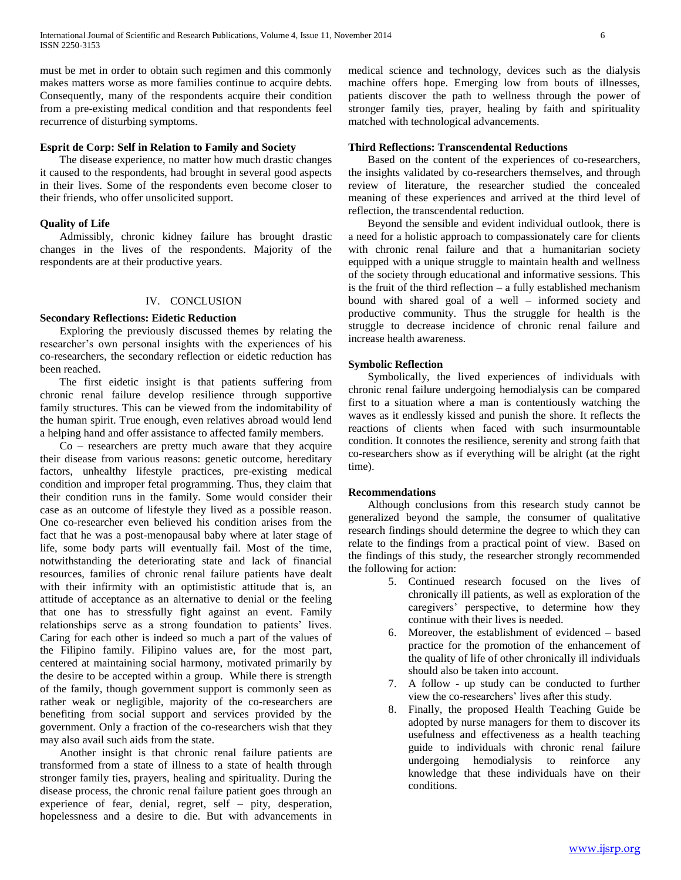must be met in order to obtain such regimen and this commonly makes matters worse as more families continue to acquire debts. Consequently, many of the respondents acquire their condition from a pre-existing medical condition and that respondents feel recurrence of disturbing symptoms.

### Esprit de Corp: Self in Relation to Family and Society

The disease experience, no matter how much drastic changes it caused to the respondents, had brought in several good aspects in their lives. Some of the respondents even become closer to their friends, who offer unsolicited support.

### Quality of Life

Admissibly, chronic kidney failure has brought drastic changes in the lives of the respondents. Majority of the respondents are at their productive years.

## IV. CONCLUSION

### Secondary Reflections: Eidetic Reduction

Exploring the previously discussed themes by relating the researcher's own personal insights with the experiences of his co-researchers, the secondary reflection or eidetic reduction has been reached.

The first eidetic insight is that patients suffering from chronic renal failure develop resilience through supportive family structures. This can be viewed from the indomitability of the human spirit. True enough, even relatives abroad would lend a helping hand and offer assistance to affected family members.

Co – researchers are pretty much aware that they acquire their disease from various reasons: genetic outcome, hereditary factors, unhealthy lifestyle practices, pre-existing medical condition and improper fetal programming. Thus, they claim that their condition runs in the family. Some would consider their case as an outcome of lifestyle they lived as a possible reason. One co-researcher even believed his condition arises from the fact that he was a post-menopausal baby where at later stage of life, some body parts will eventually fail. Most of the time, notwithstanding the deteriorating state and lack of financial resources, families of chronic renal failure patients have dealt with their infirmity with an optimististic attitude that is, an attitude of acceptance as an alternative to denial or the feeling that one has to stressfully fight against an event. Family relationships serve as a strong foundation to patients' lives. Caring for each other is indeed so much a part of the values of the Filipino family. Filipino values are, for the most part, centered at maintaining social harmony, motivated primarily by the desire to be accepted within a group. While there is strength of the family, though government support is commonly seen as rather weak or negligible, majority of the co-researchers are benefiting from social support and services provided by the government. Only a fraction of the co-researchers wish that they may also avail such aids from the state.

Another insight is that chronic renal failure patients are transformed from a state of illness to a state of health through stronger family ties, prayers, healing and spirituality. During the disease process, the chronic renal failure patient goes through an experience of fear, denial, regret, self – pity, desperation, hopelessness and a desire to die. But with advancements in medical science and technology, devices such as the dialysis machine offers hope. Emerging low from bouts of illnesses, patients discover the path to wellness through the power of stronger family ties, prayer, healing by faith and spirituality matched with technological advancements.

### Third Reflections: Transcendental Reductions

Based on the content of the experiences of co-researchers, the insights validated by co-researchers themselves, and through review of literature, the researcher studied the concealed meaning of these experiences and arrived at the third level of reflection, the transcendental reduction.

Beyond the sensible and evident individual outlook, there is a need for a holistic approach to compassionately care for clients with chronic renal failure and that a humanitarian society equipped with a unique struggle to maintain health and wellness of the society through educational and informative sessions. This is the fruit of the third reflection – a fully established mechanism bound with shared goal of a well – informed society and productive community. Thus the struggle for health is the struggle to decrease incidence of chronic renal failure and increase health awareness.

### Symbolic Reflection

Symbolically, the lived experiences of individuals with chronic renal failure undergoing hemodialysis can be compared first to a situation where a man is contentiously watching the waves as it endlessly kissed and punish the shore. It reflects the reactions of clients when faced with such insurmountable condition. It connotes the resilience, serenity and strong faith that co-researchers show as if everything will be alright (at the right time).

### Recommendations

Although conclusions from this research study cannot be generalized beyond the sample, the consumer of qualitative research findings should determine the degree to which they can relate to the findings from a practical point of view. Based on the findings of this study, the researcher strongly recommended the following for action:

5. Continued research focused on the lives of chronically ill patients, as well as exploration of the caregivers' perspective, to determine how they continue with their lives is needed.
6. Moreover, the establishment of evidenced – based practice for the promotion of the enhancement of the quality of life of other chronically ill individuals should also be taken into account.
7. A follow - up study can be conducted to further view the co-researchers' lives after this study.
8. Finally, the proposed Health Teaching Guide be adopted by the nurse managers for them to discover its usefulness and effectiveness as a health teaching guide to individuals with chronic renal failure undergoing hemodialysis to reinforce any knowledge that these individuals have on their conditions.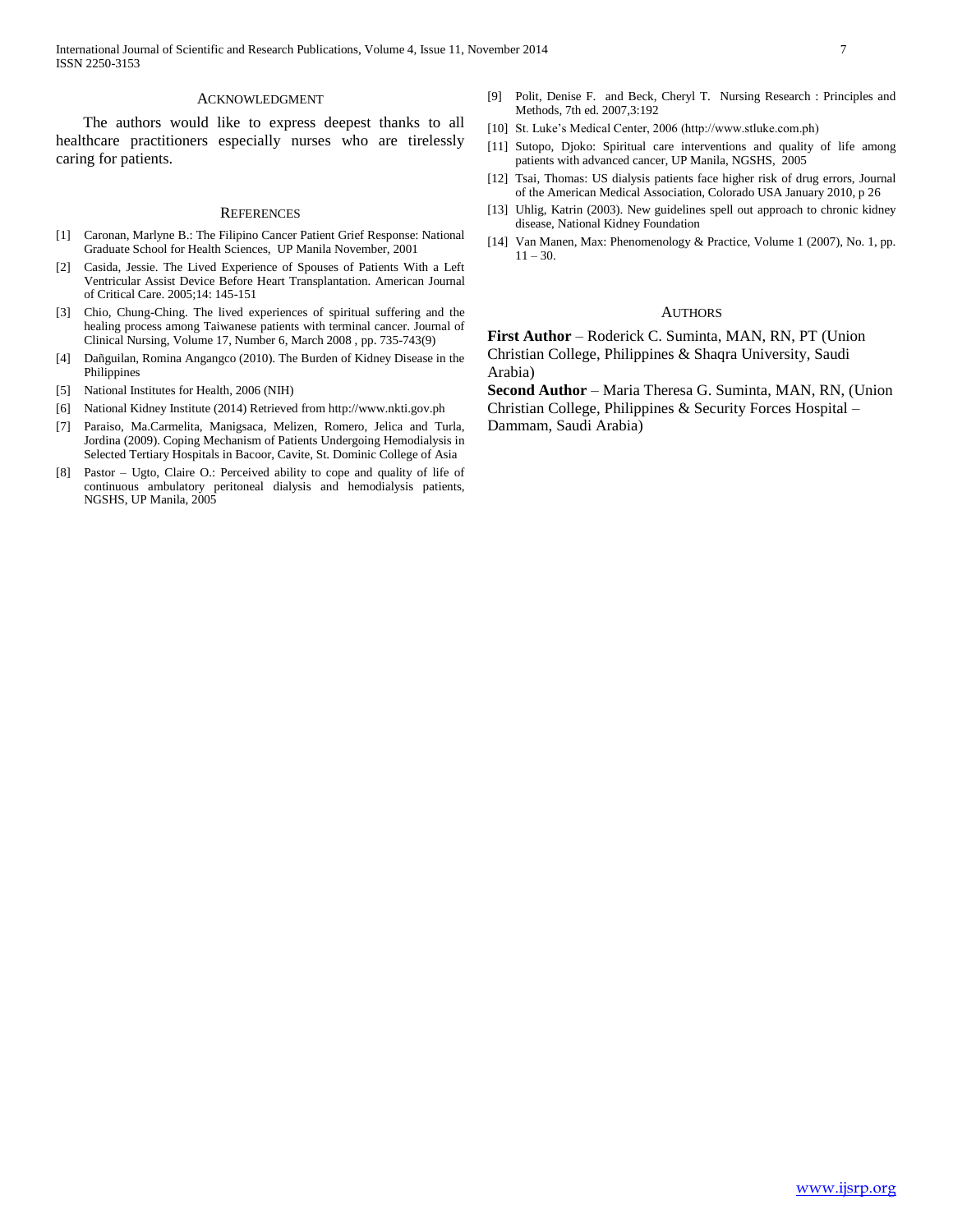## ACKNOWLEDGMENT

The authors would like to express deepest thanks to all healthcare practitioners especially nurses who are tirelessly caring for patients.

## REFERENCES

[1] Caronan, Marlyne B.: The Filipino Cancer Patient Grief Response: National Graduate School for Health Sciences, UP Manila November, 2001

[2] Casida, Jessie. The Lived Experience of Spouses of Patients With a Left Ventricular Assist Device Before Heart Transplantation. American Journal of Critical Care. 2005;14: 145-151

[3] Chio, Chung-Ching. The lived experiences of spiritual suffering and the healing process among Taiwanese patients with terminal cancer. Journal of Clinical Nursing, Volume 17, Number 6, March 2008 , pp. 735-743(9)

[4] Dañguilan, Romina Angangco (2010). The Burden of Kidney Disease in the Philippines

[5] National Institutes for Health, 2006 (NIH)

[6] National Kidney Institute (2014) Retrieved from http://www.nkti.gov.ph

[7] Paraiso, Ma.Carmelita, Manigsaca, Melizen, Romero, Jelica and Turla, Jordina (2009). Coping Mechanism of Patients Undergoing Hemodialysis in Selected Tertiary Hospitals in Bacoor, Cavite, St. Dominic College of Asia

[8] Pastor – Ugto, Claire O.: Perceived ability to cope and quality of life of continuous ambulatory peritoneal dialysis and hemodialysis patients, NGSHS, UP Manila, 2005

[9] Polit, Denise F. and Beck, Cheryl T. Nursing Research : Principles and Methods, 7th ed. 2007,3:192

[10] St. Luke's Medical Center, 2006 (http://www.stluke.com.ph)

[11] Sutopo, Djoko: Spiritual care interventions and quality of life among patients with advanced cancer, UP Manila, NGSHS, 2005

[12] Tsai, Thomas: US dialysis patients face higher risk of drug errors, Journal of the American Medical Association, Colorado USA January 2010, p 26

[13] Uhlig, Katrin (2003). New guidelines spell out approach to chronic kidney disease, National Kidney Foundation

[14] Van Manen, Max: Phenomenology & Practice, Volume 1 (2007), No. 1, pp. 11 – 30.

## AUTHORS

**First Author** – Roderick C. Suminta, MAN, RN, PT (Union Christian College, Philippines & Shaqra University, Saudi Arabia)

**Second Author** – Maria Theresa G. Suminta, MAN, RN, (Union Christian College, Philippines & Security Forces Hospital – Dammam, Saudi Arabia)